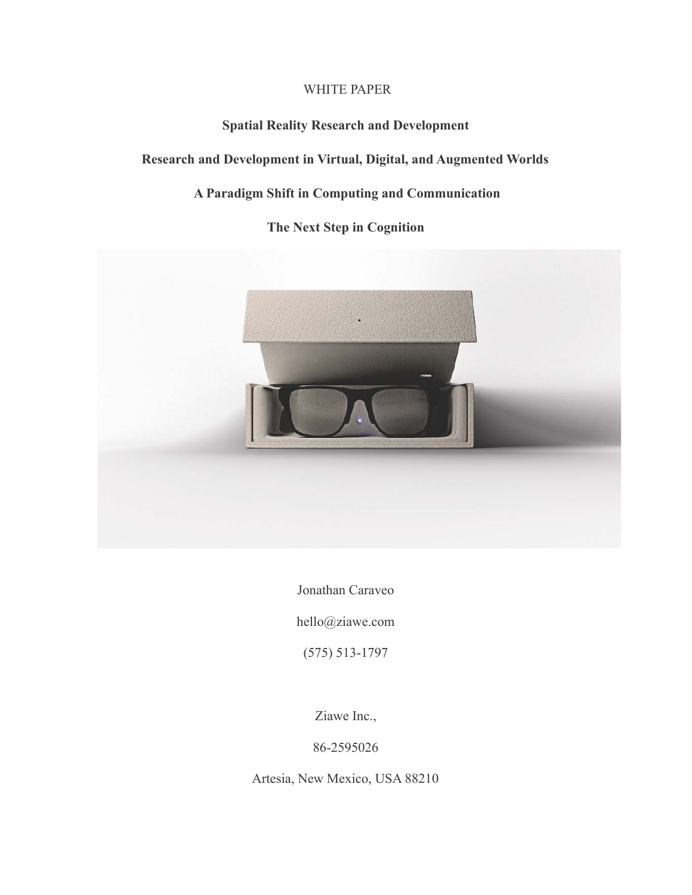WHITE PAPER

# Spatial Reality Research and Development

## Research and Development in Virtual, Digital, and Augmented Worlds

## A Paradigm Shift in Computing and Communication

## The Next Step in Cognition

Jonathan Caraveo

hello@ziawe.com

(575) 513-1797

Ziawe Inc.,

86-2595026

Artesia, New Mexico, USA 88210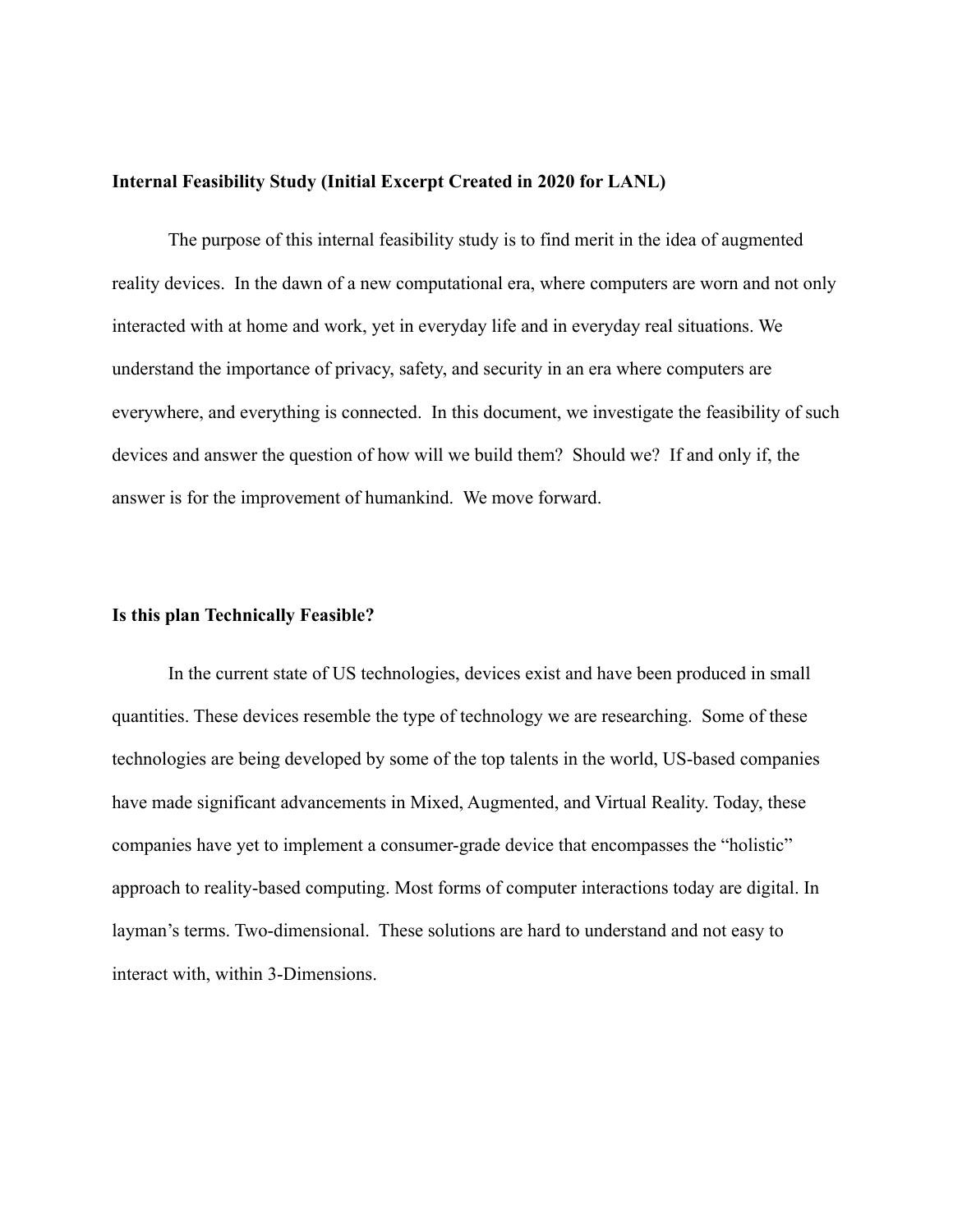**Internal Feasibility Study (Initial Excerpt Created in 2020 for LANL)**

The purpose of this internal feasibility study is to find merit in the idea of augmented reality devices. In the dawn of a new computational era, where computers are worn and not only interacted with at home and work, yet in everyday life and in everyday real situations. We understand the importance of privacy, safety, and security in an era where computers are everywhere, and everything is connected. In this document, we investigate the feasibility of such devices and answer the question of how will we build them? Should we? If and only if, the answer is for the improvement of humankind. We move forward.

**Is this plan Technically Feasible?**

In the current state of US technologies, devices exist and have been produced in small quantities. These devices resemble the type of technology we are researching. Some of these technologies are being developed by some of the top talents in the world, US-based companies have made significant advancements in Mixed, Augmented, and Virtual Reality. Today, these companies have yet to implement a consumer-grade device that encompasses the "holistic" approach to reality-based computing. Most forms of computer interactions today are digital. In layman's terms. Two-dimensional. These solutions are hard to understand and not easy to interact with, within 3-Dimensions.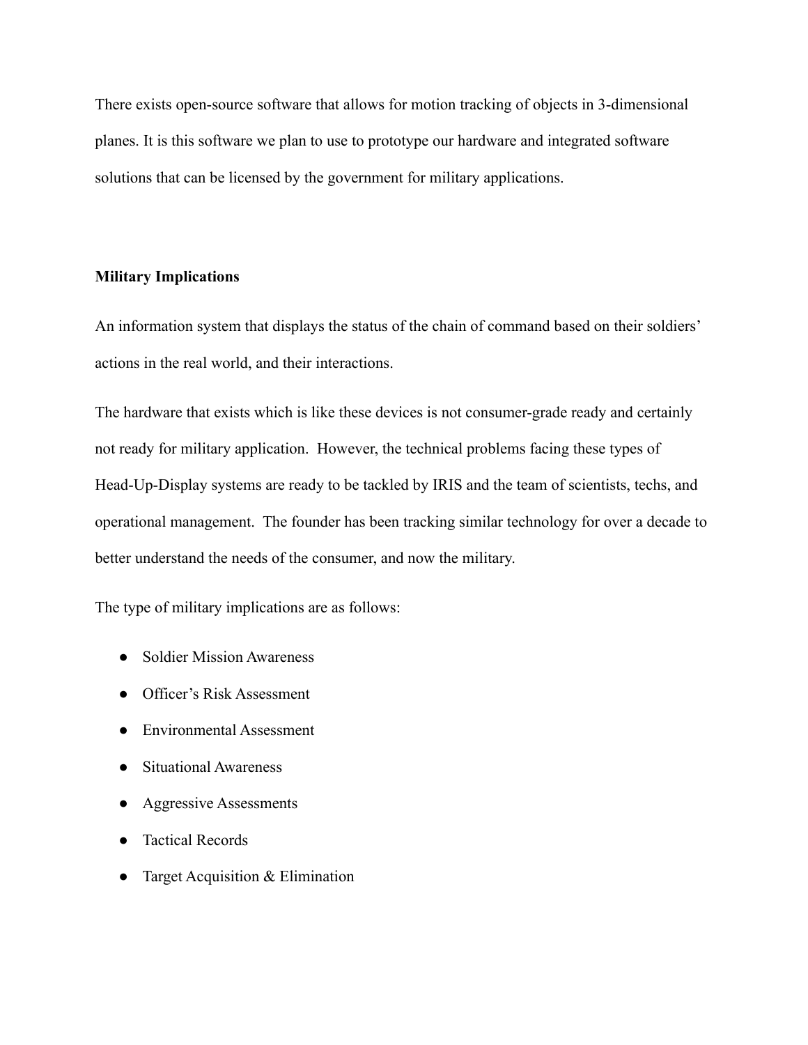There exists open-source software that allows for motion tracking of objects in 3-dimensional planes. It is this software we plan to use to prototype our hardware and integrated software solutions that can be licensed by the government for military applications.

**Military Implications**

An information system that displays the status of the chain of command based on their soldiers' actions in the real world, and their interactions.

The hardware that exists which is like these devices is not consumer-grade ready and certainly not ready for military application. However, the technical problems facing these types of Head-Up-Display systems are ready to be tackled by IRIS and the team of scientists, techs, and operational management. The founder has been tracking similar technology for over a decade to better understand the needs of the consumer, and now the military.

The type of military implications are as follows:

- Soldier Mission Awareness
- Officer's Risk Assessment
- Environmental Assessment
- Situational Awareness
- Aggressive Assessments
- Tactical Records
- Target Acquisition & Elimination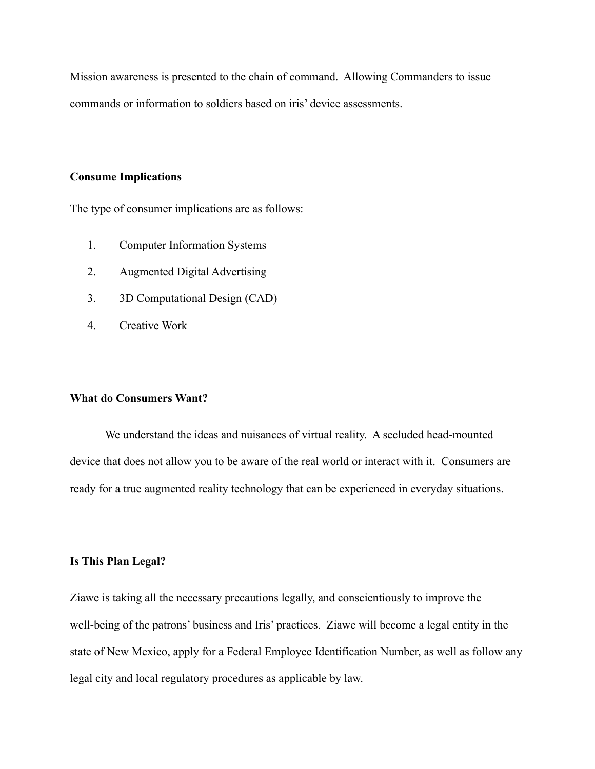Mission awareness is presented to the chain of command. Allowing Commanders to issue commands or information to soldiers based on iris' device assessments.

**Consume Implications**

The type of consumer implications are as follows:

1. Computer Information Systems
2. Augmented Digital Advertising
3. 3D Computational Design (CAD)
4. Creative Work

**What do Consumers Want?**

We understand the ideas and nuisances of virtual reality. A secluded head-mounted device that does not allow you to be aware of the real world or interact with it. Consumers are ready for a true augmented reality technology that can be experienced in everyday situations.

**Is This Plan Legal?**

Ziawe is taking all the necessary precautions legally, and conscientiously to improve the well-being of the patrons' business and Iris' practices. Ziawe will become a legal entity in the state of New Mexico, apply for a Federal Employee Identification Number, as well as follow any legal city and local regulatory procedures as applicable by law.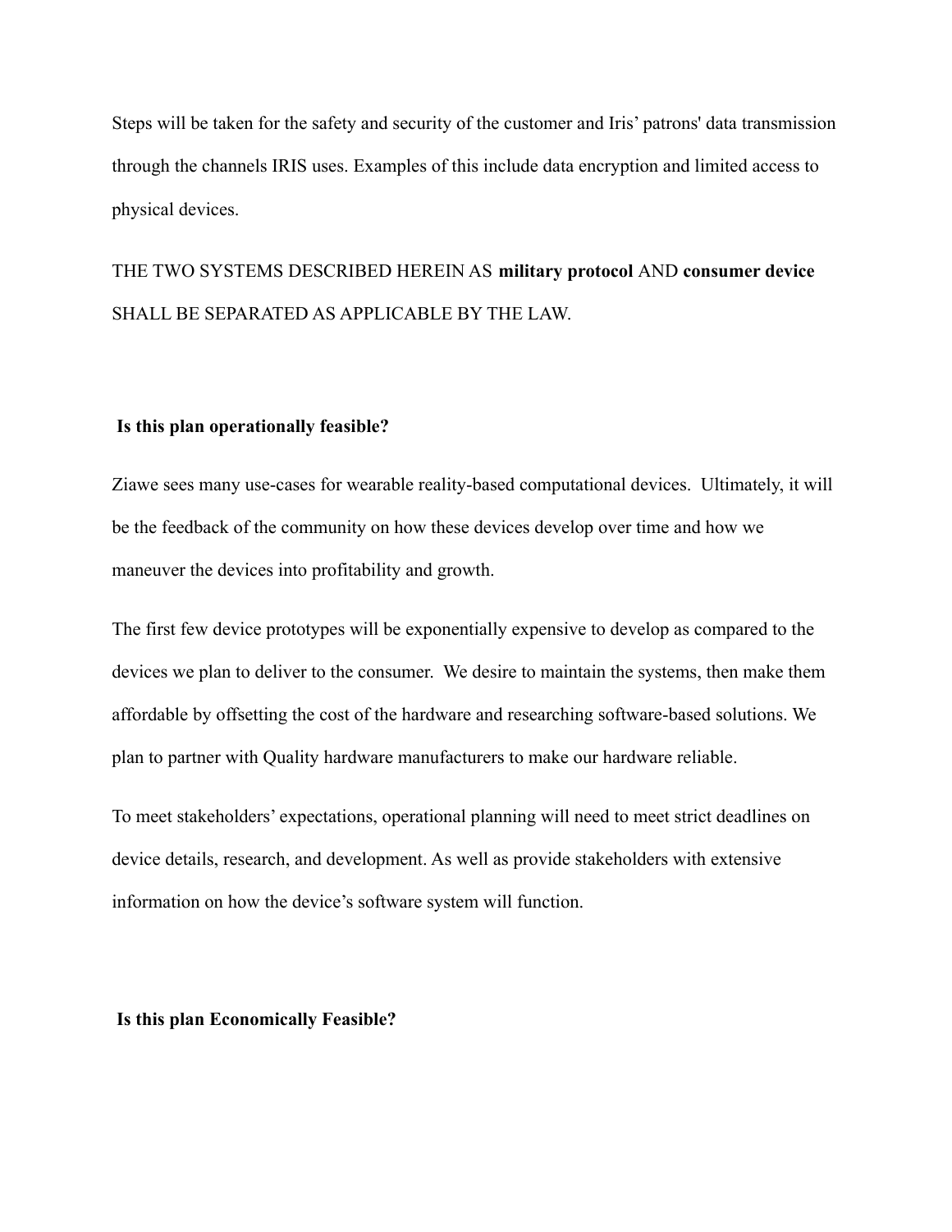Steps will be taken for the safety and security of the customer and Iris' patrons' data transmission through the channels IRIS uses. Examples of this include data encryption and limited access to physical devices.

THE TWO SYSTEMS DESCRIBED HEREIN AS **military protocol** AND **consumer device** SHALL BE SEPARATED AS APPLICABLE BY THE LAW.

**Is this plan operationally feasible?**

Ziawe sees many use-cases for wearable reality-based computational devices. Ultimately, it will be the feedback of the community on how these devices develop over time and how we maneuver the devices into profitability and growth.

The first few device prototypes will be exponentially expensive to develop as compared to the devices we plan to deliver to the consumer. We desire to maintain the systems, then make them affordable by offsetting the cost of the hardware and researching software-based solutions. We plan to partner with Quality hardware manufacturers to make our hardware reliable.

To meet stakeholders' expectations, operational planning will need to meet strict deadlines on device details, research, and development. As well as provide stakeholders with extensive information on how the device's software system will function.

**Is this plan Economically Feasible?**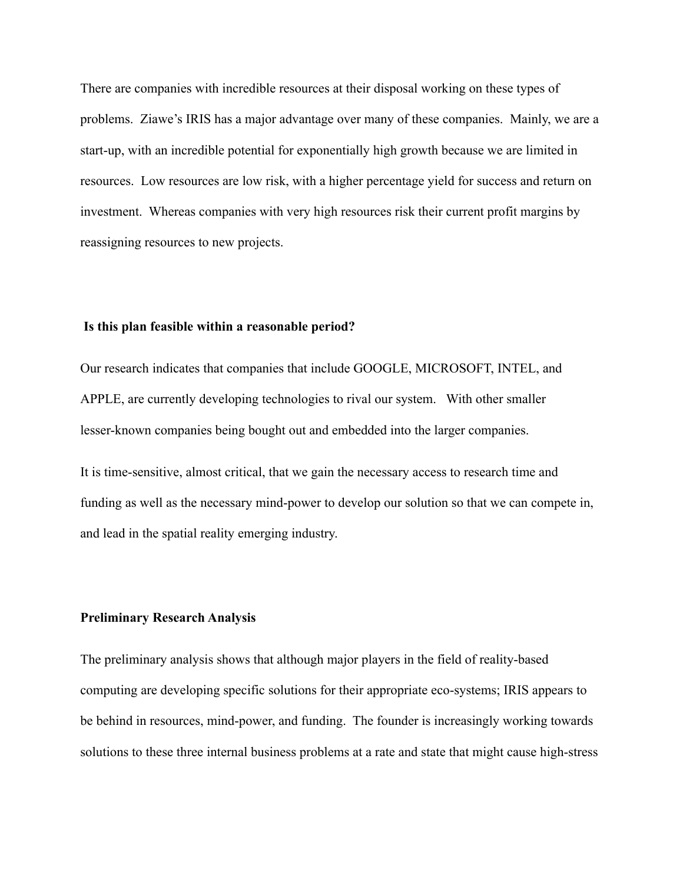There are companies with incredible resources at their disposal working on these types of problems. Ziawe's IRIS has a major advantage over many of these companies. Mainly, we are a start-up, with an incredible potential for exponentially high growth because we are limited in resources. Low resources are low risk, with a higher percentage yield for success and return on investment. Whereas companies with very high resources risk their current profit margins by reassigning resources to new projects.

**Is this plan feasible within a reasonable period?**

Our research indicates that companies that include GOOGLE, MICROSOFT, INTEL, and APPLE, are currently developing technologies to rival our system. With other smaller lesser-known companies being bought out and embedded into the larger companies.

It is time-sensitive, almost critical, that we gain the necessary access to research time and funding as well as the necessary mind-power to develop our solution so that we can compete in, and lead in the spatial reality emerging industry.

**Preliminary Research Analysis**

The preliminary analysis shows that although major players in the field of reality-based computing are developing specific solutions for their appropriate eco-systems; IRIS appears to be behind in resources, mind-power, and funding. The founder is increasingly working towards solutions to these three internal business problems at a rate and state that might cause high-stress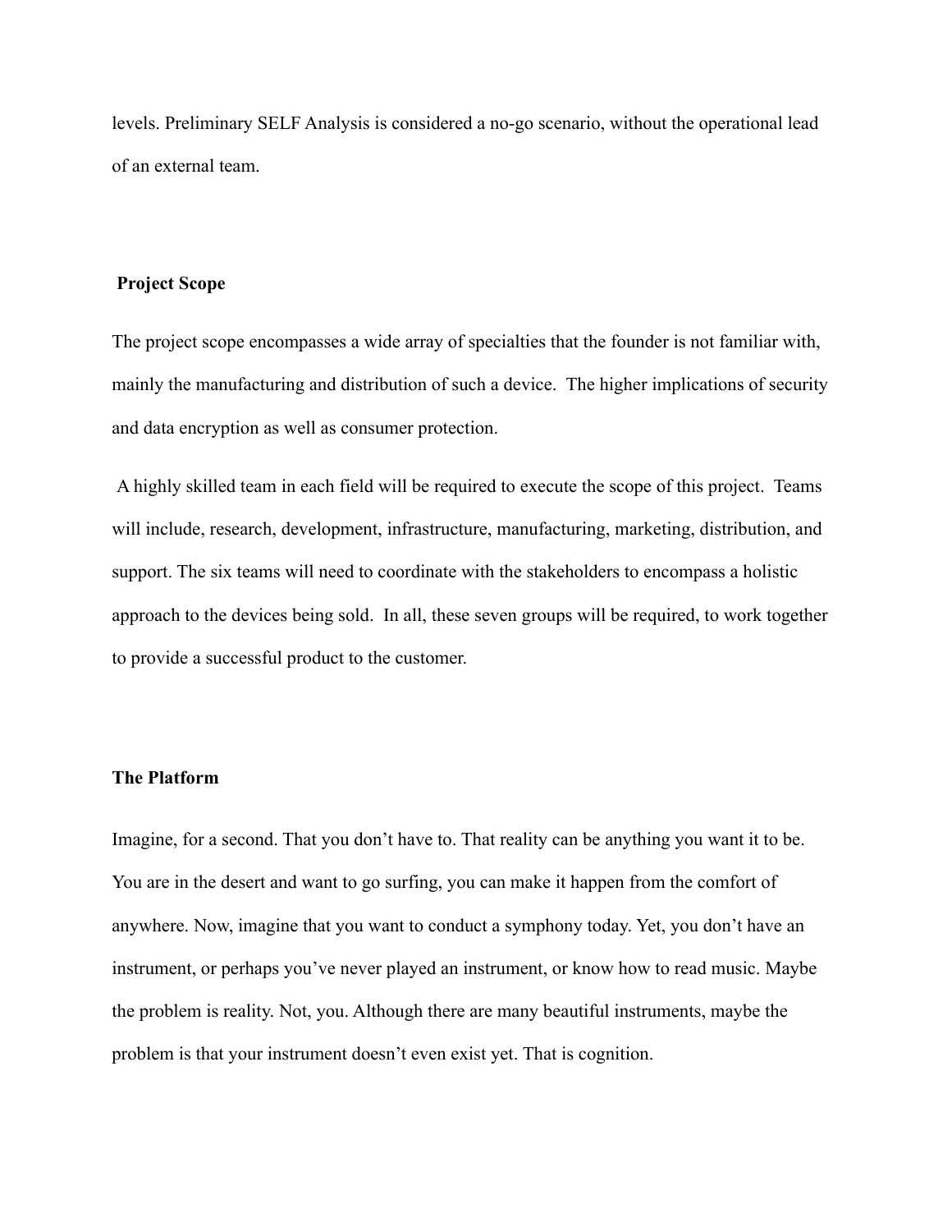levels. Preliminary SELF Analysis is considered a no-go scenario, without the operational lead of an external team.

## Project Scope

The project scope encompasses a wide array of specialties that the founder is not familiar with, mainly the manufacturing and distribution of such a device.  The higher implications of security and data encryption as well as consumer protection.

A highly skilled team in each field will be required to execute the scope of this project.  Teams will include, research, development, infrastructure, manufacturing, marketing, distribution, and support. The six teams will need to coordinate with the stakeholders to encompass a holistic approach to the devices being sold.  In all, these seven groups will be required, to work together to provide a successful product to the customer.

## The Platform

Imagine, for a second. That you don't have to. That reality can be anything you want it to be. You are in the desert and want to go surfing, you can make it happen from the comfort of anywhere. Now, imagine that you want to conduct a symphony today. Yet, you don't have an instrument, or perhaps you've never played an instrument, or know how to read music. Maybe the problem is reality. Not, you. Although there are many beautiful instruments, maybe the problem is that your instrument doesn't even exist yet. That is cognition.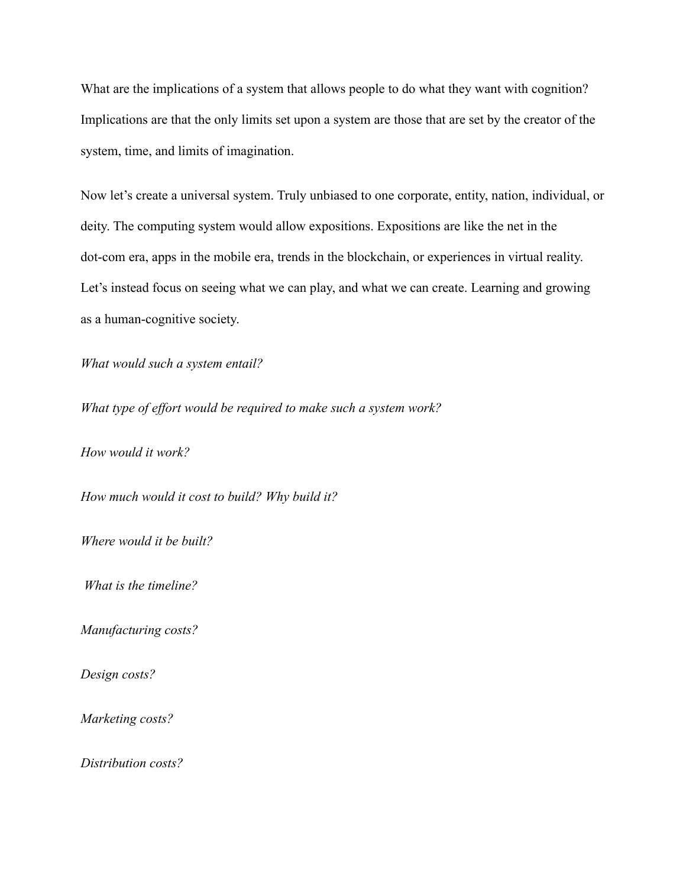What are the implications of a system that allows people to do what they want with cognition? Implications are that the only limits set upon a system are those that are set by the creator of the system, time, and limits of imagination.

Now let's create a universal system. Truly unbiased to one corporate, entity, nation, individual, or deity. The computing system would allow expositions. Expositions are like the net in the dot-com era, apps in the mobile era, trends in the blockchain, or experiences in virtual reality. Let's instead focus on seeing what we can play, and what we can create. Learning and growing as a human-cognitive society.

*What would such a system entail?*

*What type of effort would be required to make such a system work?*

*How would it work?*

*How much would it cost to build? Why build it?*

*Where would it be built?*

*What is the timeline?*

*Manufacturing costs?*

*Design costs?*

*Marketing costs?*

*Distribution costs?*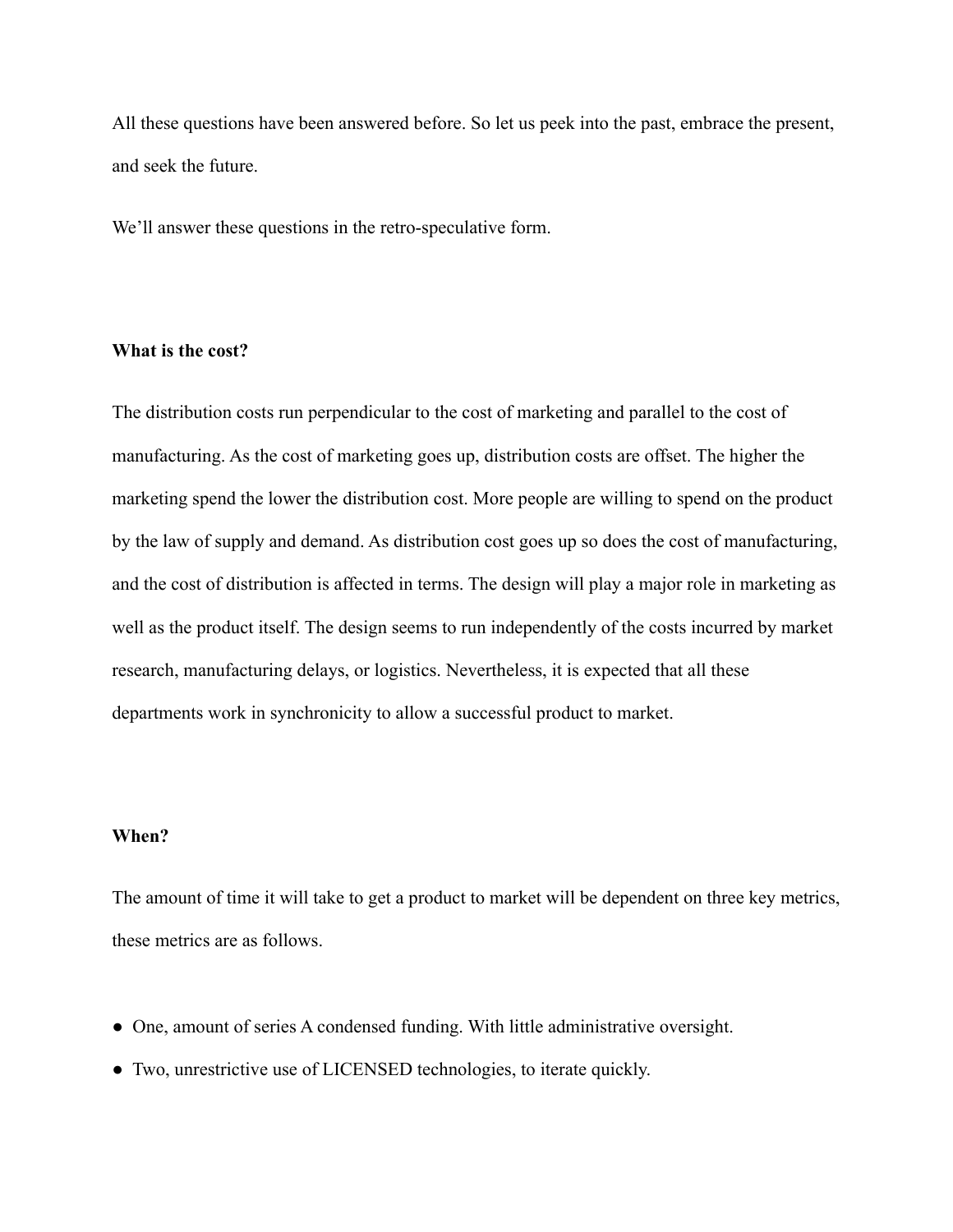All these questions have been answered before. So let us peek into the past, embrace the present, and seek the future.

We'll answer these questions in the retro-speculative form.

**What is the cost?**

The distribution costs run perpendicular to the cost of marketing and parallel to the cost of manufacturing. As the cost of marketing goes up, distribution costs are offset. The higher the marketing spend the lower the distribution cost. More people are willing to spend on the product by the law of supply and demand. As distribution cost goes up so does the cost of manufacturing, and the cost of distribution is affected in terms. The design will play a major role in marketing as well as the product itself. The design seems to run independently of the costs incurred by market research, manufacturing delays, or logistics. Nevertheless, it is expected that all these departments work in synchronicity to allow a successful product to market.

**When?**

The amount of time it will take to get a product to market will be dependent on three key metrics, these metrics are as follows.

- One, amount of series A condensed funding. With little administrative oversight.
- Two, unrestrictive use of LICENSED technologies, to iterate quickly.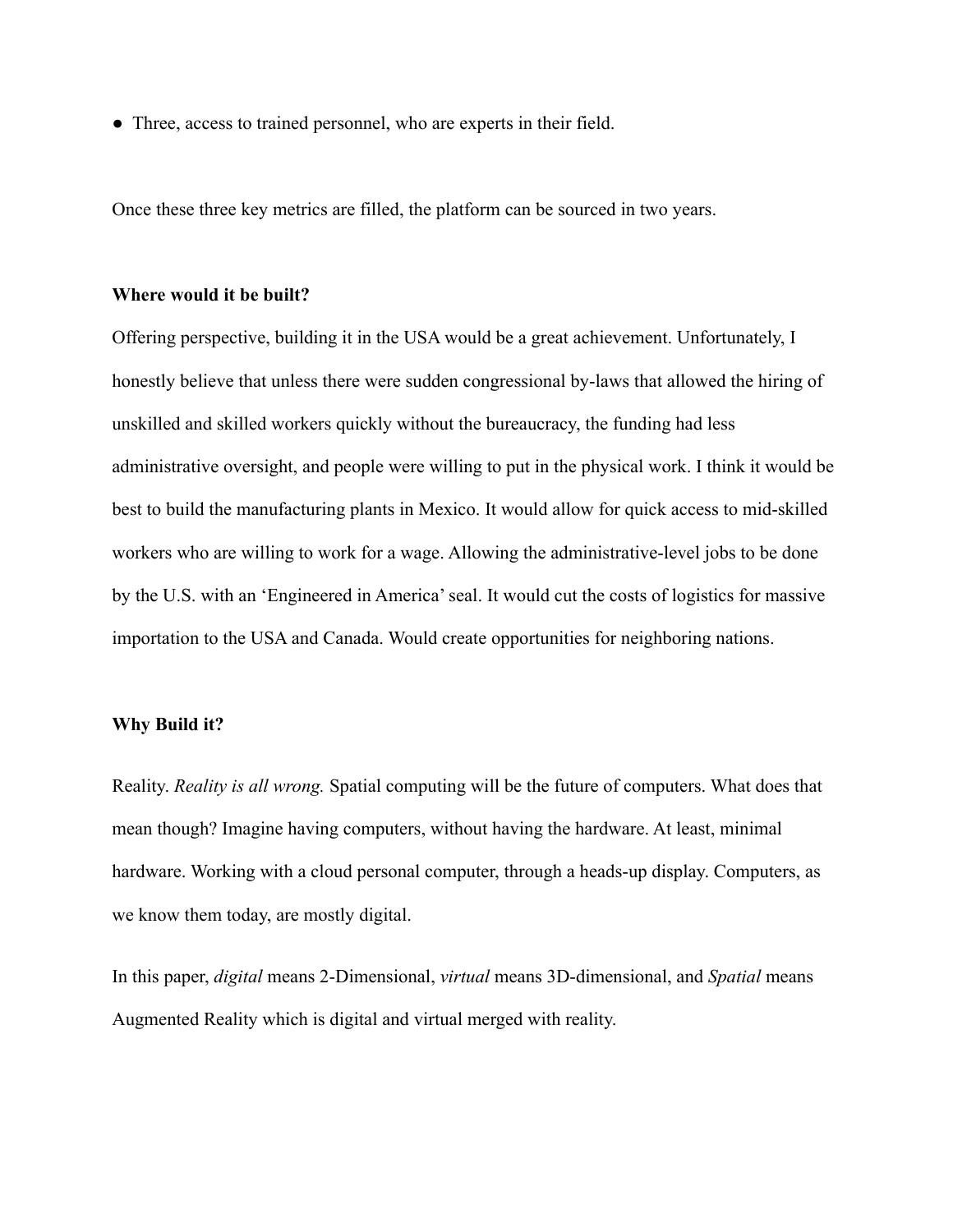- Three, access to trained personnel, who are experts in their field.

Once these three key metrics are filled, the platform can be sourced in two years.

**Where would it be built?**

Offering perspective, building it in the USA would be a great achievement. Unfortunately, I honestly believe that unless there were sudden congressional by-laws that allowed the hiring of unskilled and skilled workers quickly without the bureaucracy, the funding had less administrative oversight, and people were willing to put in the physical work. I think it would be best to build the manufacturing plants in Mexico. It would allow for quick access to mid-skilled workers who are willing to work for a wage. Allowing the administrative-level jobs to be done by the U.S. with an 'Engineered in America' seal. It would cut the costs of logistics for massive importation to the USA and Canada. Would create opportunities for neighboring nations.

**Why Build it?**

Reality. *Reality is all wrong.* Spatial computing will be the future of computers. What does that mean though? Imagine having computers, without having the hardware. At least, minimal hardware. Working with a cloud personal computer, through a heads-up display. Computers, as we know them today, are mostly digital.

In this paper, *digital* means 2-Dimensional, *virtual* means 3D-dimensional, and *Spatial* means Augmented Reality which is digital and virtual merged with reality.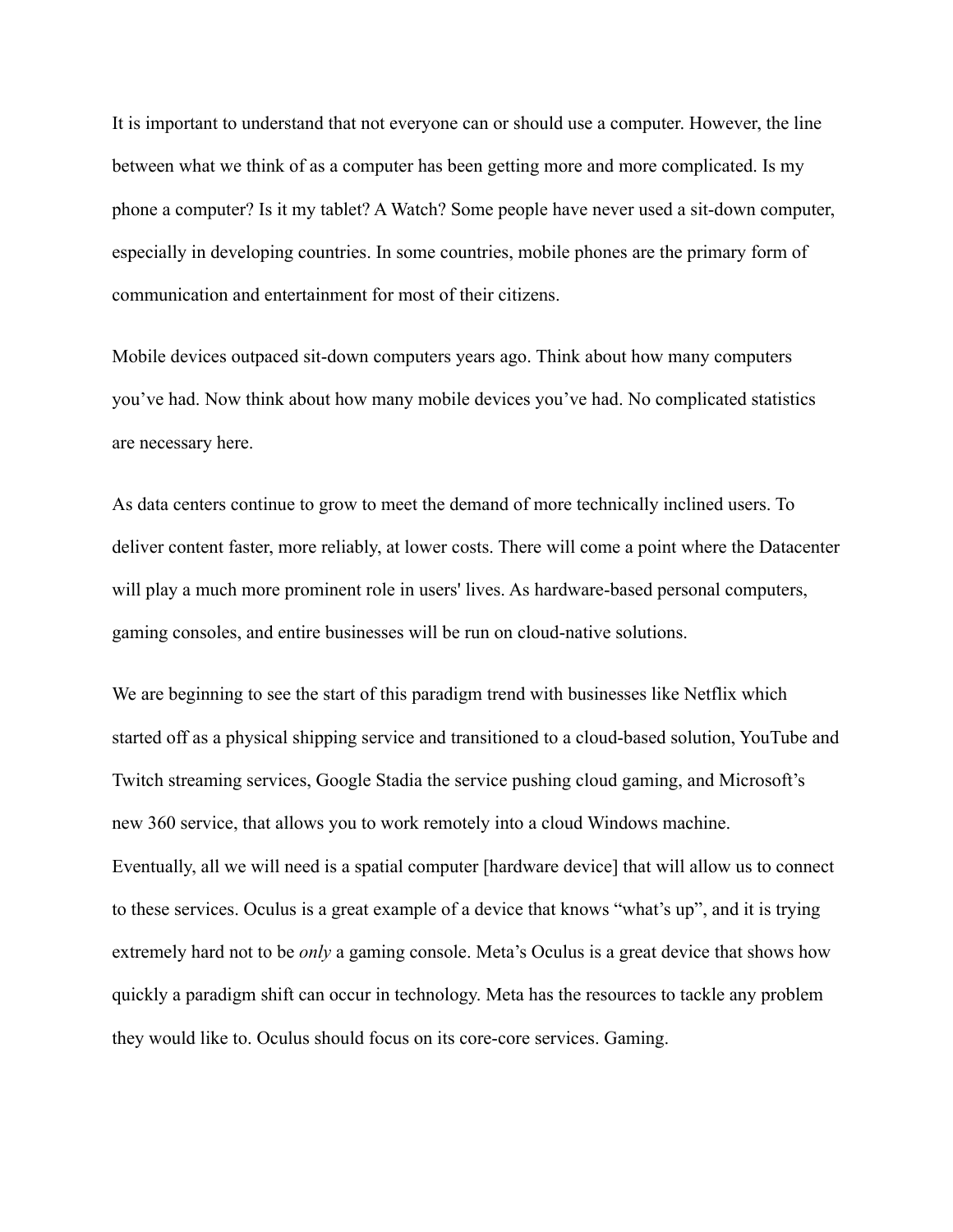It is important to understand that not everyone can or should use a computer. However, the line between what we think of as a computer has been getting more and more complicated. Is my phone a computer? Is it my tablet? A Watch? Some people have never used a sit-down computer, especially in developing countries. In some countries, mobile phones are the primary form of communication and entertainment for most of their citizens.

Mobile devices outpaced sit-down computers years ago. Think about how many computers you've had. Now think about how many mobile devices you've had. No complicated statistics are necessary here.

As data centers continue to grow to meet the demand of more technically inclined users. To deliver content faster, more reliably, at lower costs. There will come a point where the Datacenter will play a much more prominent role in users' lives. As hardware-based personal computers, gaming consoles, and entire businesses will be run on cloud-native solutions.

We are beginning to see the start of this paradigm trend with businesses like Netflix which started off as a physical shipping service and transitioned to a cloud-based solution, YouTube and Twitch streaming services, Google Stadia the service pushing cloud gaming, and Microsoft's new 360 service, that allows you to work remotely into a cloud Windows machine.
Eventually, all we will need is a spatial computer [hardware device] that will allow us to connect to these services. Oculus is a great example of a device that knows "what's up", and it is trying extremely hard not to be *only* a gaming console. Meta's Oculus is a great device that shows how quickly a paradigm shift can occur in technology. Meta has the resources to tackle any problem they would like to. Oculus should focus on its core-core services. Gaming.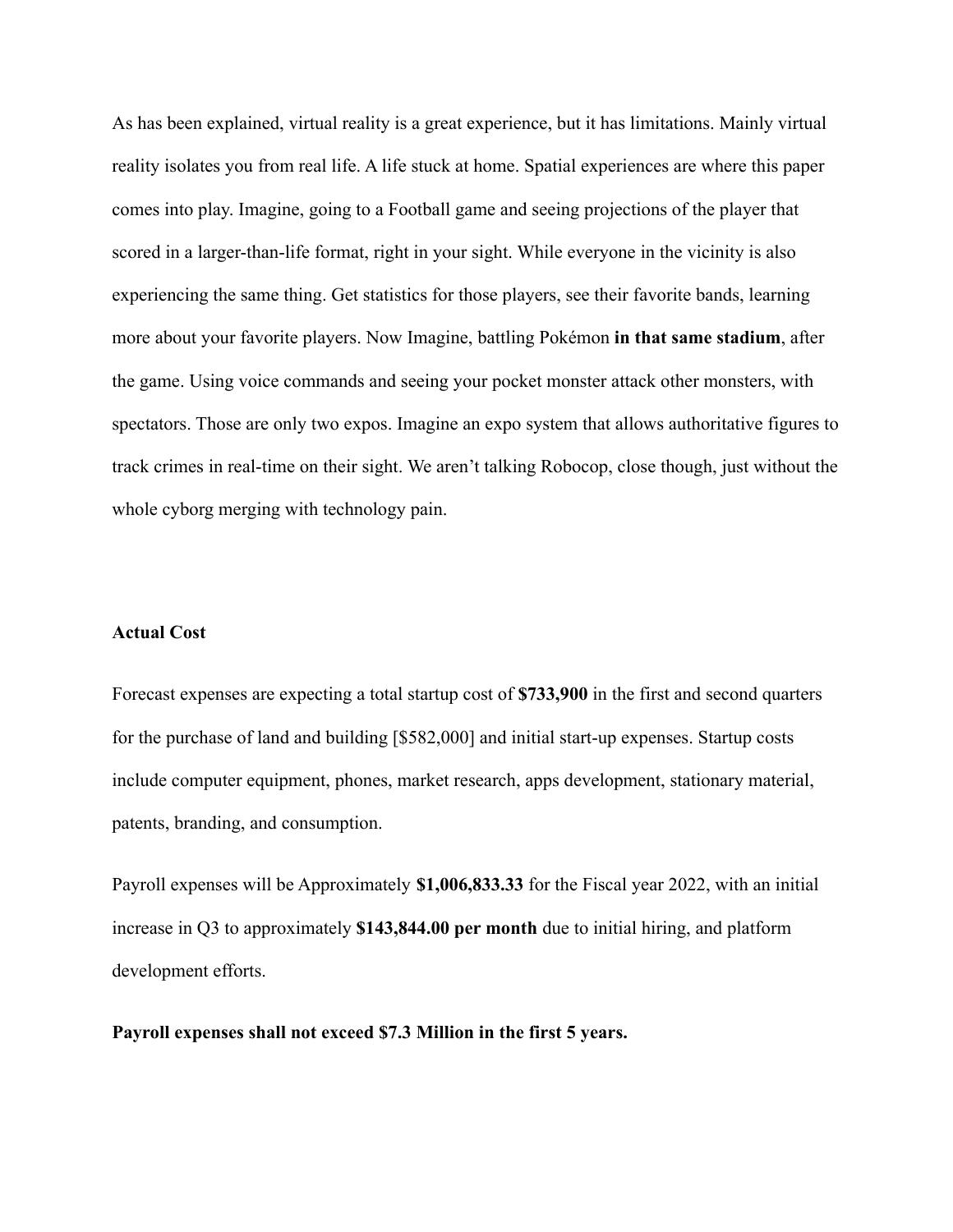As has been explained, virtual reality is a great experience, but it has limitations. Mainly virtual reality isolates you from real life. A life stuck at home. Spatial experiences are where this paper comes into play. Imagine, going to a Football game and seeing projections of the player that scored in a larger-than-life format, right in your sight. While everyone in the vicinity is also experiencing the same thing. Get statistics for those players, see their favorite bands, learning more about your favorite players. Now Imagine, battling Pokémon **in that same stadium**, after the game. Using voice commands and seeing your pocket monster attack other monsters, with spectators. Those are only two expos. Imagine an expo system that allows authoritative figures to track crimes in real-time on their sight. We aren't talking Robocop, close though, just without the whole cyborg merging with technology pain.

**Actual Cost**

Forecast expenses are expecting a total startup cost of **$733,900** in the first and second quarters for the purchase of land and building [$582,000] and initial start-up expenses. Startup costs include computer equipment, phones, market research, apps development, stationary material, patents, branding, and consumption.

Payroll expenses will be Approximately **$1,006,833.33** for the Fiscal year 2022, with an initial increase in Q3 to approximately **$143,844.00 per month** due to initial hiring, and platform development efforts.

**Payroll expenses shall not exceed $7.3 Million in the first 5 years.**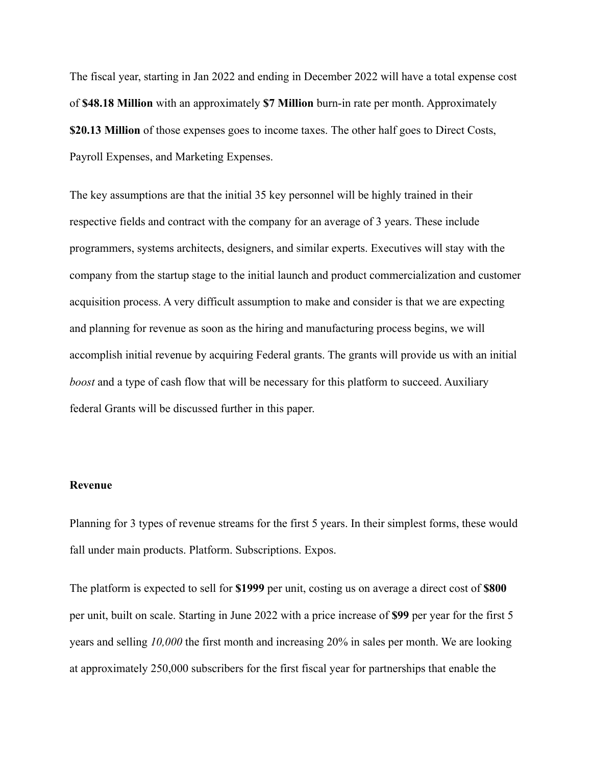The fiscal year, starting in Jan 2022 and ending in December 2022 will have a total expense cost of **$48.18 Million** with an approximately **$7 Million** burn-in rate per month. Approximately **$20.13 Million** of those expenses goes to income taxes. The other half goes to Direct Costs, Payroll Expenses, and Marketing Expenses.

The key assumptions are that the initial 35 key personnel will be highly trained in their respective fields and contract with the company for an average of 3 years. These include programmers, systems architects, designers, and similar experts. Executives will stay with the company from the startup stage to the initial launch and product commercialization and customer acquisition process. A very difficult assumption to make and consider is that we are expecting and planning for revenue as soon as the hiring and manufacturing process begins, we will accomplish initial revenue by acquiring Federal grants. The grants will provide us with an initial *boost* and a type of cash flow that will be necessary for this platform to succeed. Auxiliary federal Grants will be discussed further in this paper.

**Revenue**

Planning for 3 types of revenue streams for the first 5 years. In their simplest forms, these would fall under main products. Platform. Subscriptions. Expos.

The platform is expected to sell for **$1999** per unit, costing us on average a direct cost of **$800** per unit, built on scale. Starting in June 2022 with a price increase of **$99** per year for the first 5 years and selling *10,000* the first month and increasing 20% in sales per month. We are looking at approximately 250,000 subscribers for the first fiscal year for partnerships that enable the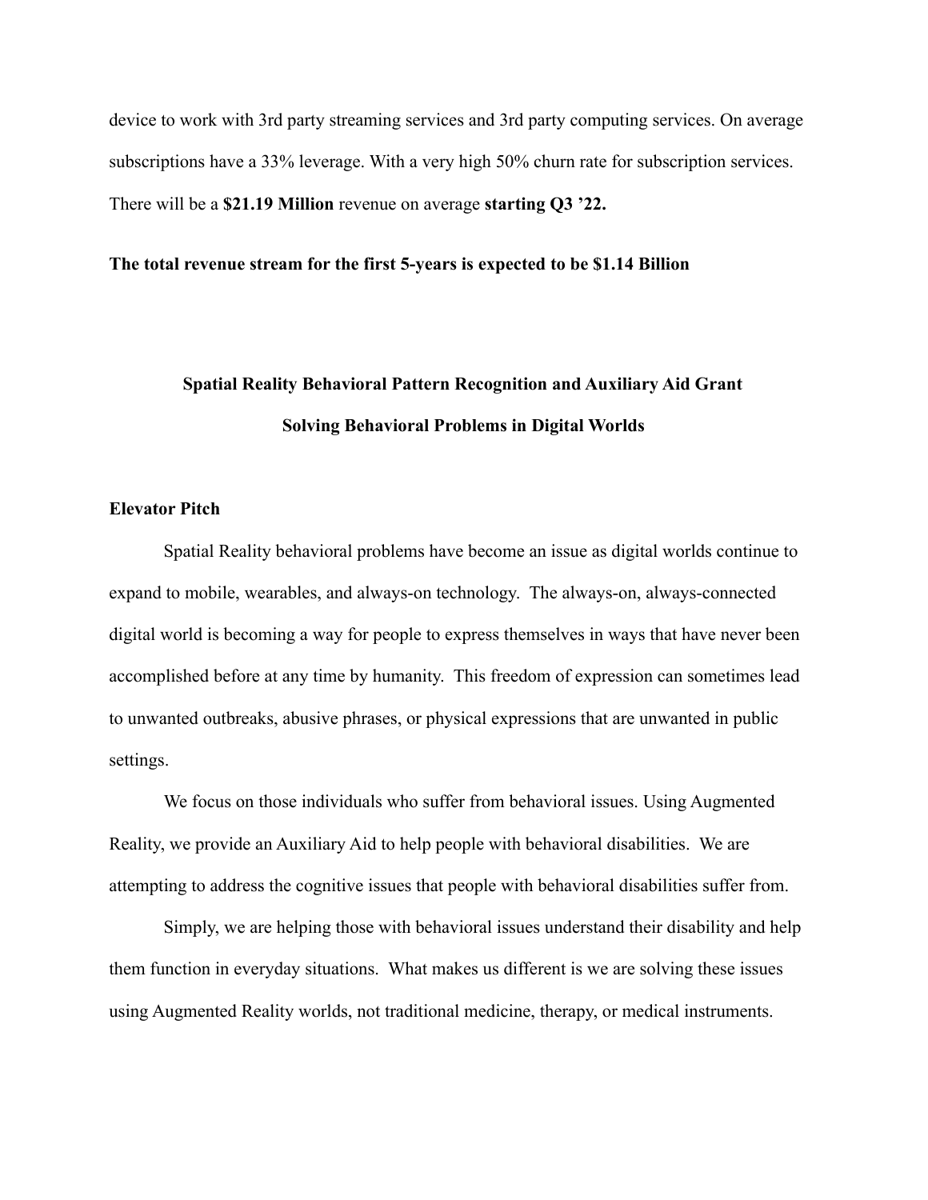device to work with 3rd party streaming services and 3rd party computing services. On average subscriptions have a 33% leverage. With a very high 50% churn rate for subscription services. There will be a **$21.19 Million** revenue on average **starting Q3 '22.**

**The total revenue stream for the first 5-years is expected to be $1.14 Billion**

## Spatial Reality Behavioral Pattern Recognition and Auxiliary Aid Grant

## Solving Behavioral Problems in Digital Worlds

### Elevator Pitch

Spatial Reality behavioral problems have become an issue as digital worlds continue to expand to mobile, wearables, and always-on technology. The always-on, always-connected digital world is becoming a way for people to express themselves in ways that have never been accomplished before at any time by humanity. This freedom of expression can sometimes lead to unwanted outbreaks, abusive phrases, or physical expressions that are unwanted in public settings.

We focus on those individuals who suffer from behavioral issues. Using Augmented Reality, we provide an Auxiliary Aid to help people with behavioral disabilities. We are attempting to address the cognitive issues that people with behavioral disabilities suffer from.

Simply, we are helping those with behavioral issues understand their disability and help them function in everyday situations. What makes us different is we are solving these issues using Augmented Reality worlds, not traditional medicine, therapy, or medical instruments.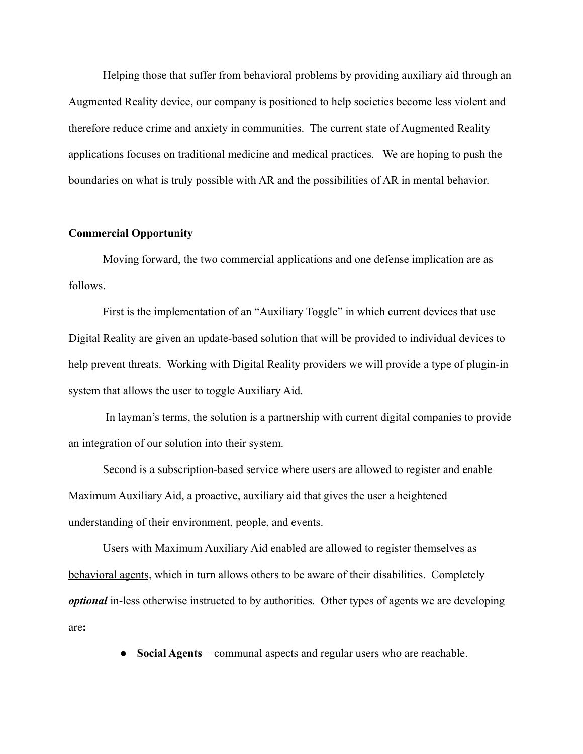Helping those that suffer from behavioral problems by providing auxiliary aid through an Augmented Reality device, our company is positioned to help societies become less violent and therefore reduce crime and anxiety in communities. The current state of Augmented Reality applications focuses on traditional medicine and medical practices. We are hoping to push the boundaries on what is truly possible with AR and the possibilities of AR in mental behavior.

**Commercial Opportunity**

Moving forward, the two commercial applications and one defense implication are as follows.

First is the implementation of an "Auxiliary Toggle" in which current devices that use Digital Reality are given an update-based solution that will be provided to individual devices to help prevent threats. Working with Digital Reality providers we will provide a type of plugin-in system that allows the user to toggle Auxiliary Aid.

In layman's terms, the solution is a partnership with current digital companies to provide an integration of our solution into their system.

Second is a subscription-based service where users are allowed to register and enable Maximum Auxiliary Aid, a proactive, auxiliary aid that gives the user a heightened understanding of their environment, people, and events.

Users with Maximum Auxiliary Aid enabled are allowed to register themselves as <u>behavioral agents</u>, which in turn allows others to be aware of their disabilities. Completely ***<u>optional</u>*** in-less otherwise instructed to by authorities. Other types of agents we are developing are**:**

- **Social Agents** – communal aspects and regular users who are reachable.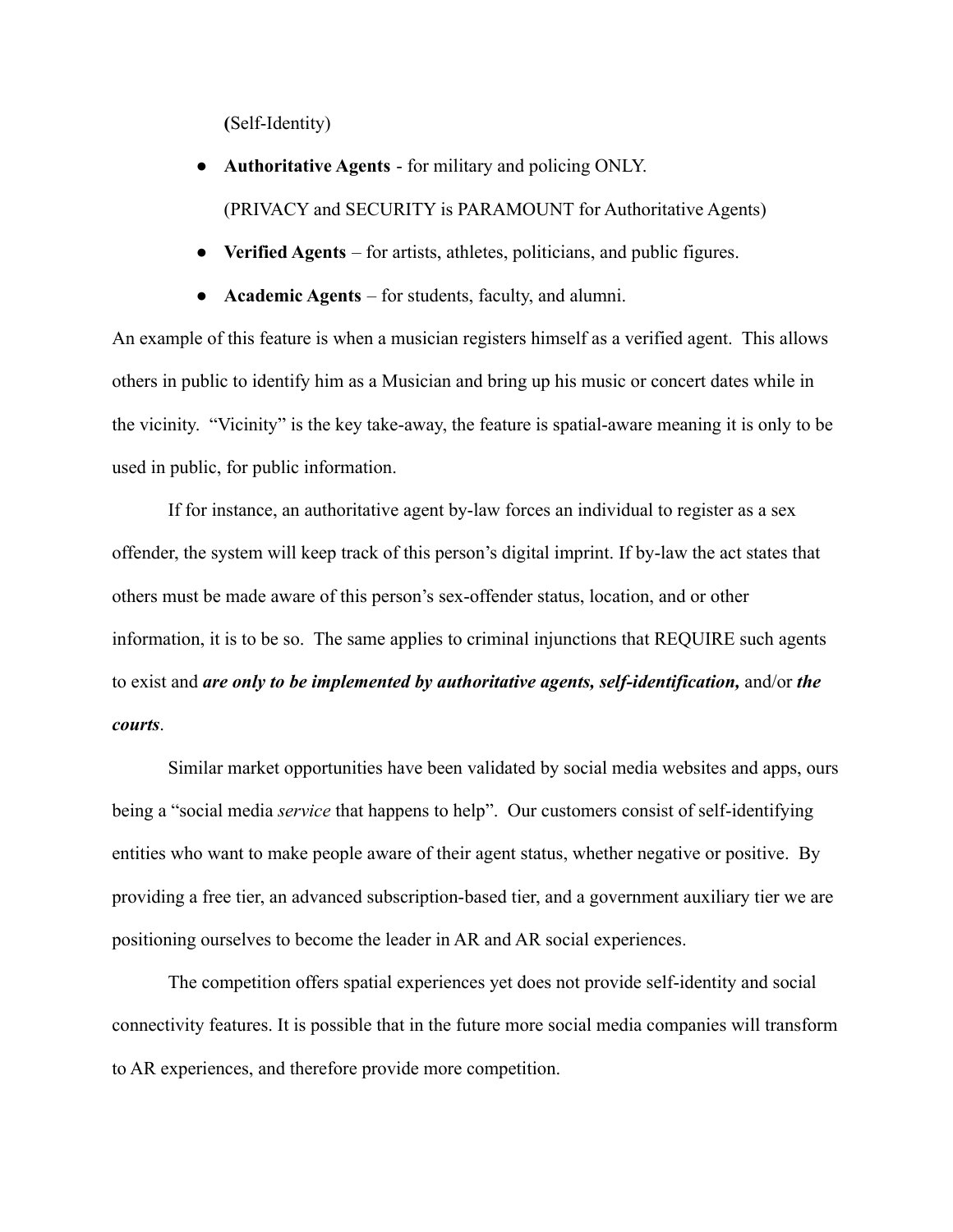**(**Self-Identity)

- **Authoritative Agents** - for military and policing ONLY.

  (PRIVACY and SECURITY is PARAMOUNT for Authoritative Agents)

- **Verified Agents** – for artists, athletes, politicians, and public figures.
- **Academic Agents** – for students, faculty, and alumni.

An example of this feature is when a musician registers himself as a verified agent. This allows others in public to identify him as a Musician and bring up his music or concert dates while in the vicinity. "Vicinity" is the key take-away, the feature is spatial-aware meaning it is only to be used in public, for public information.

If for instance, an authoritative agent by-law forces an individual to register as a sex offender, the system will keep track of this person's digital imprint. If by-law the act states that others must be made aware of this person's sex-offender status, location, and or other information, it is to be so. The same applies to criminal injunctions that REQUIRE such agents to exist and ***are only to be implemented by authoritative agents, self-identification,*** and/or ***the courts***.

Similar market opportunities have been validated by social media websites and apps, ours being a "social media *service* that happens to help". Our customers consist of self-identifying entities who want to make people aware of their agent status, whether negative or positive. By providing a free tier, an advanced subscription-based tier, and a government auxiliary tier we are positioning ourselves to become the leader in AR and AR social experiences.

The competition offers spatial experiences yet does not provide self-identity and social connectivity features. It is possible that in the future more social media companies will transform to AR experiences, and therefore provide more competition.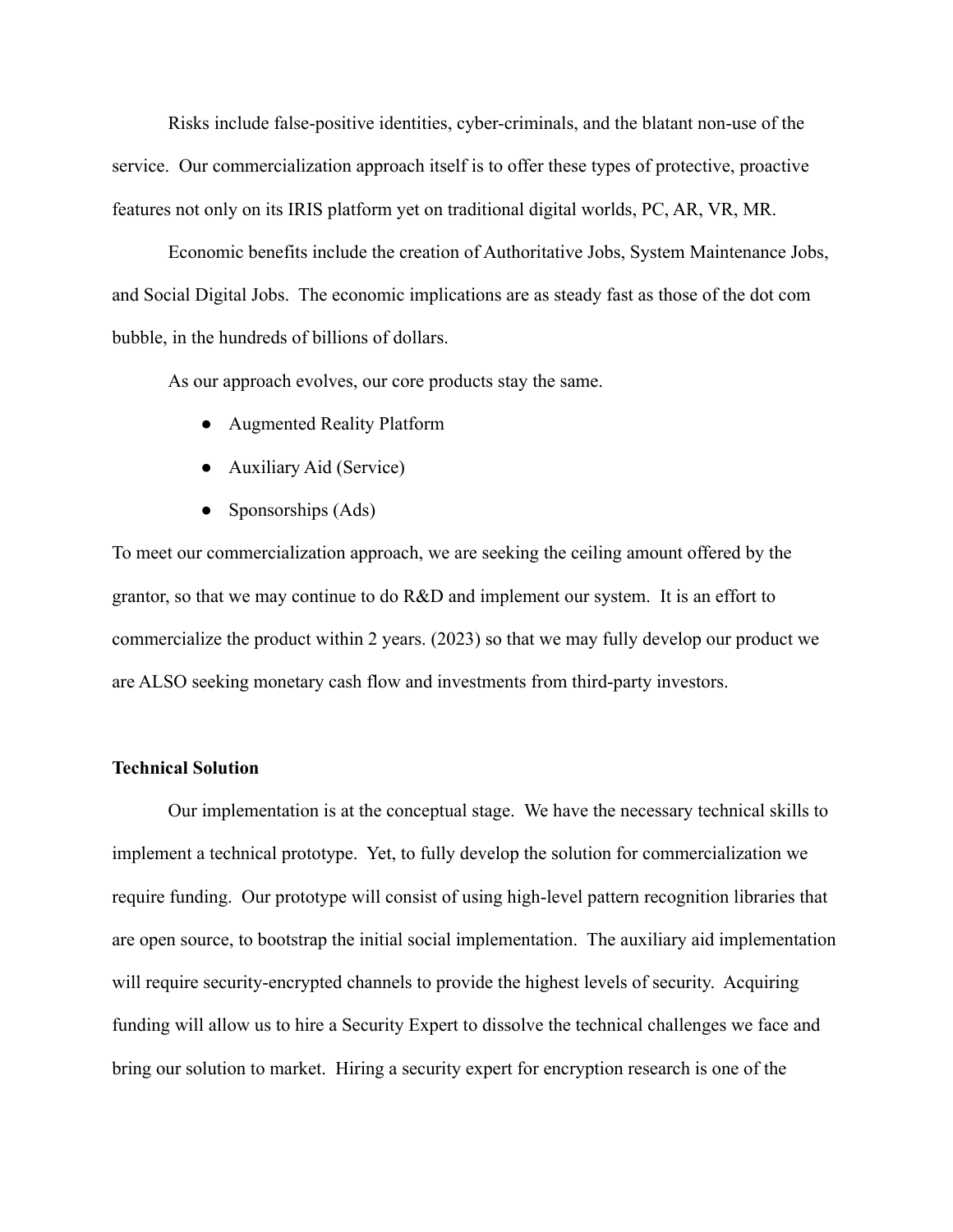Risks include false-positive identities, cyber-criminals, and the blatant non-use of the service. Our commercialization approach itself is to offer these types of protective, proactive features not only on its IRIS platform yet on traditional digital worlds, PC, AR, VR, MR.

Economic benefits include the creation of Authoritative Jobs, System Maintenance Jobs, and Social Digital Jobs. The economic implications are as steady fast as those of the dot com bubble, in the hundreds of billions of dollars.

As our approach evolves, our core products stay the same.

- Augmented Reality Platform
- Auxiliary Aid (Service)
- Sponsorships (Ads)

To meet our commercialization approach, we are seeking the ceiling amount offered by the grantor, so that we may continue to do R&D and implement our system. It is an effort to commercialize the product within 2 years. (2023) so that we may fully develop our product we are ALSO seeking monetary cash flow and investments from third-party investors.

**Technical Solution**

Our implementation is at the conceptual stage. We have the necessary technical skills to implement a technical prototype. Yet, to fully develop the solution for commercialization we require funding. Our prototype will consist of using high-level pattern recognition libraries that are open source, to bootstrap the initial social implementation. The auxiliary aid implementation will require security-encrypted channels to provide the highest levels of security. Acquiring funding will allow us to hire a Security Expert to dissolve the technical challenges we face and bring our solution to market. Hiring a security expert for encryption research is one of the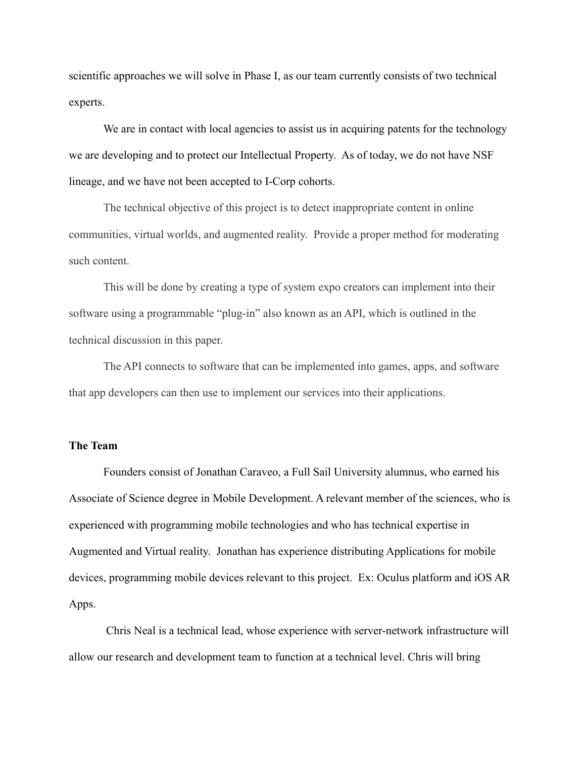scientific approaches we will solve in Phase I, as our team currently consists of two technical experts.

We are in contact with local agencies to assist us in acquiring patents for the technology we are developing and to protect our Intellectual Property. As of today, we do not have NSF lineage, and we have not been accepted to I-Corp cohorts.

The technical objective of this project is to detect inappropriate content in online communities, virtual worlds, and augmented reality. Provide a proper method for moderating such content.

This will be done by creating a type of system expo creators can implement into their software using a programmable "plug-in" also known as an API, which is outlined in the technical discussion in this paper.

The API connects to software that can be implemented into games, apps, and software that app developers can then use to implement our services into their applications.

**The Team**

Founders consist of Jonathan Caraveo, a Full Sail University alumnus, who earned his Associate of Science degree in Mobile Development. A relevant member of the sciences, who is experienced with programming mobile technologies and who has technical expertise in Augmented and Virtual reality. Jonathan has experience distributing Applications for mobile devices, programming mobile devices relevant to this project. Ex: Oculus platform and iOS AR Apps.

Chris Neal is a technical lead, whose experience with server-network infrastructure will allow our research and development team to function at a technical level. Chris will bring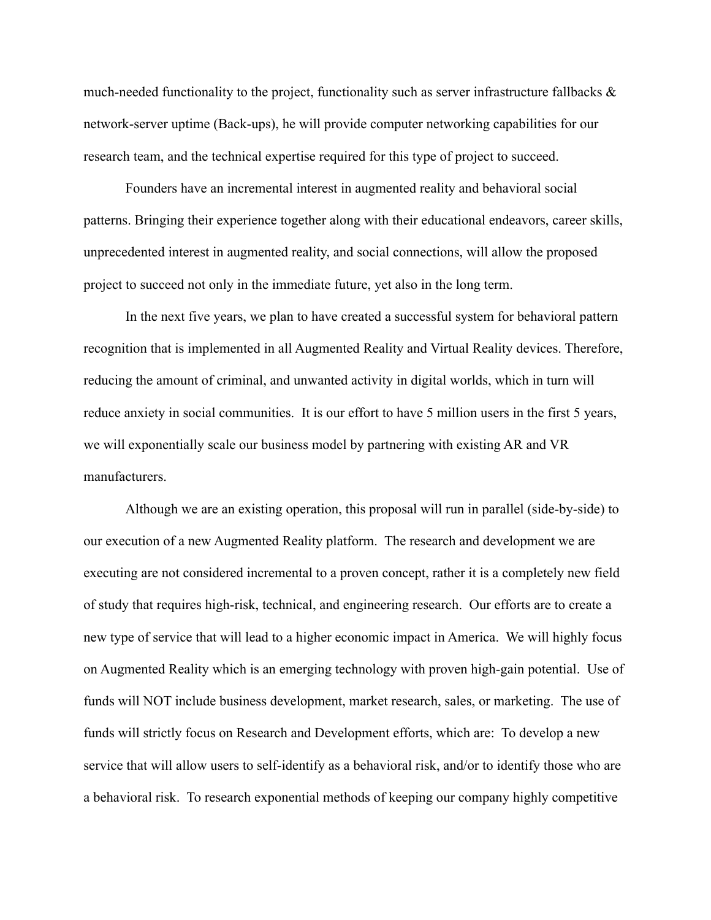much-needed functionality to the project, functionality such as server infrastructure fallbacks & network-server uptime (Back-ups), he will provide computer networking capabilities for our research team, and the technical expertise required for this type of project to succeed.

Founders have an incremental interest in augmented reality and behavioral social patterns. Bringing their experience together along with their educational endeavors, career skills, unprecedented interest in augmented reality, and social connections, will allow the proposed project to succeed not only in the immediate future, yet also in the long term.

In the next five years, we plan to have created a successful system for behavioral pattern recognition that is implemented in all Augmented Reality and Virtual Reality devices. Therefore, reducing the amount of criminal, and unwanted activity in digital worlds, which in turn will reduce anxiety in social communities. It is our effort to have 5 million users in the first 5 years, we will exponentially scale our business model by partnering with existing AR and VR manufacturers.

Although we are an existing operation, this proposal will run in parallel (side-by-side) to our execution of a new Augmented Reality platform. The research and development we are executing are not considered incremental to a proven concept, rather it is a completely new field of study that requires high-risk, technical, and engineering research. Our efforts are to create a new type of service that will lead to a higher economic impact in America. We will highly focus on Augmented Reality which is an emerging technology with proven high-gain potential. Use of funds will NOT include business development, market research, sales, or marketing. The use of funds will strictly focus on Research and Development efforts, which are: To develop a new service that will allow users to self-identify as a behavioral risk, and/or to identify those who are a behavioral risk. To research exponential methods of keeping our company highly competitive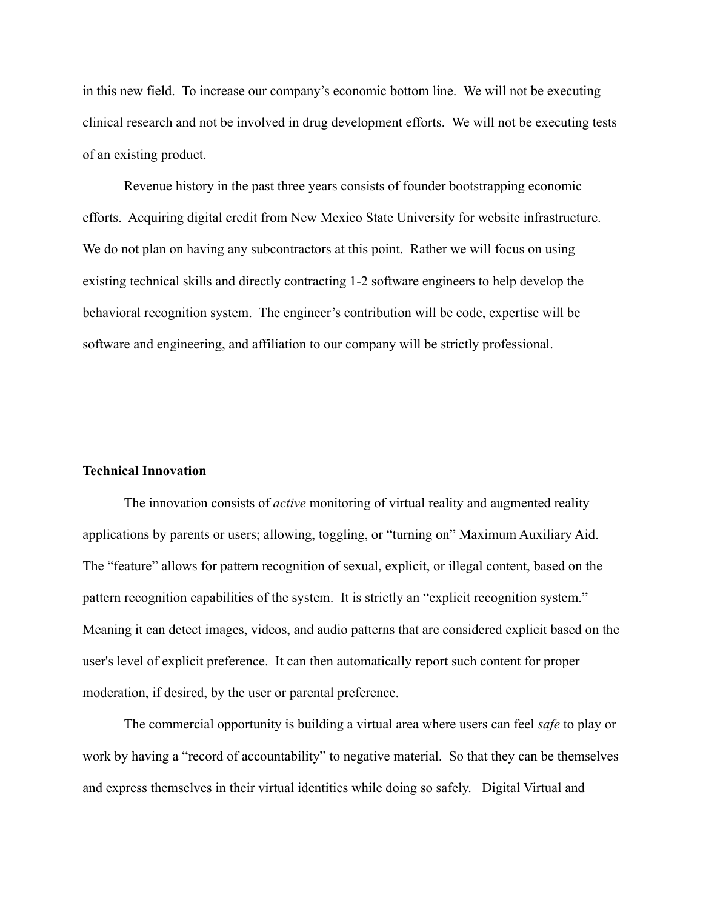in this new field. To increase our company's economic bottom line. We will not be executing clinical research and not be involved in drug development efforts. We will not be executing tests of an existing product.

Revenue history in the past three years consists of founder bootstrapping economic efforts. Acquiring digital credit from New Mexico State University for website infrastructure. We do not plan on having any subcontractors at this point. Rather we will focus on using existing technical skills and directly contracting 1-2 software engineers to help develop the behavioral recognition system. The engineer's contribution will be code, expertise will be software and engineering, and affiliation to our company will be strictly professional.

**Technical Innovation**

The innovation consists of *active* monitoring of virtual reality and augmented reality applications by parents or users; allowing, toggling, or "turning on" Maximum Auxiliary Aid. The "feature" allows for pattern recognition of sexual, explicit, or illegal content, based on the pattern recognition capabilities of the system. It is strictly an "explicit recognition system." Meaning it can detect images, videos, and audio patterns that are considered explicit based on the user's level of explicit preference. It can then automatically report such content for proper moderation, if desired, by the user or parental preference.

The commercial opportunity is building a virtual area where users can feel *safe* to play or work by having a "record of accountability" to negative material. So that they can be themselves and express themselves in their virtual identities while doing so safely. Digital Virtual and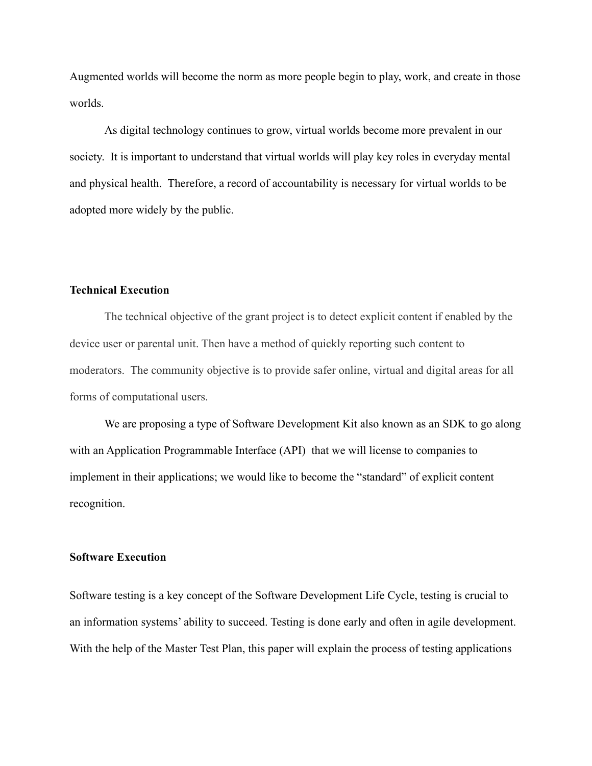Augmented worlds will become the norm as more people begin to play, work, and create in those worlds.

As digital technology continues to grow, virtual worlds become more prevalent in our society. It is important to understand that virtual worlds will play key roles in everyday mental and physical health. Therefore, a record of accountability is necessary for virtual worlds to be adopted more widely by the public.

**Technical Execution**

The technical objective of the grant project is to detect explicit content if enabled by the device user or parental unit. Then have a method of quickly reporting such content to moderators. The community objective is to provide safer online, virtual and digital areas for all forms of computational users.

We are proposing a type of Software Development Kit also known as an SDK to go along with an Application Programmable Interface (API) that we will license to companies to implement in their applications; we would like to become the "standard" of explicit content recognition.

**Software Execution**

Software testing is a key concept of the Software Development Life Cycle, testing is crucial to an information systems' ability to succeed. Testing is done early and often in agile development. With the help of the Master Test Plan, this paper will explain the process of testing applications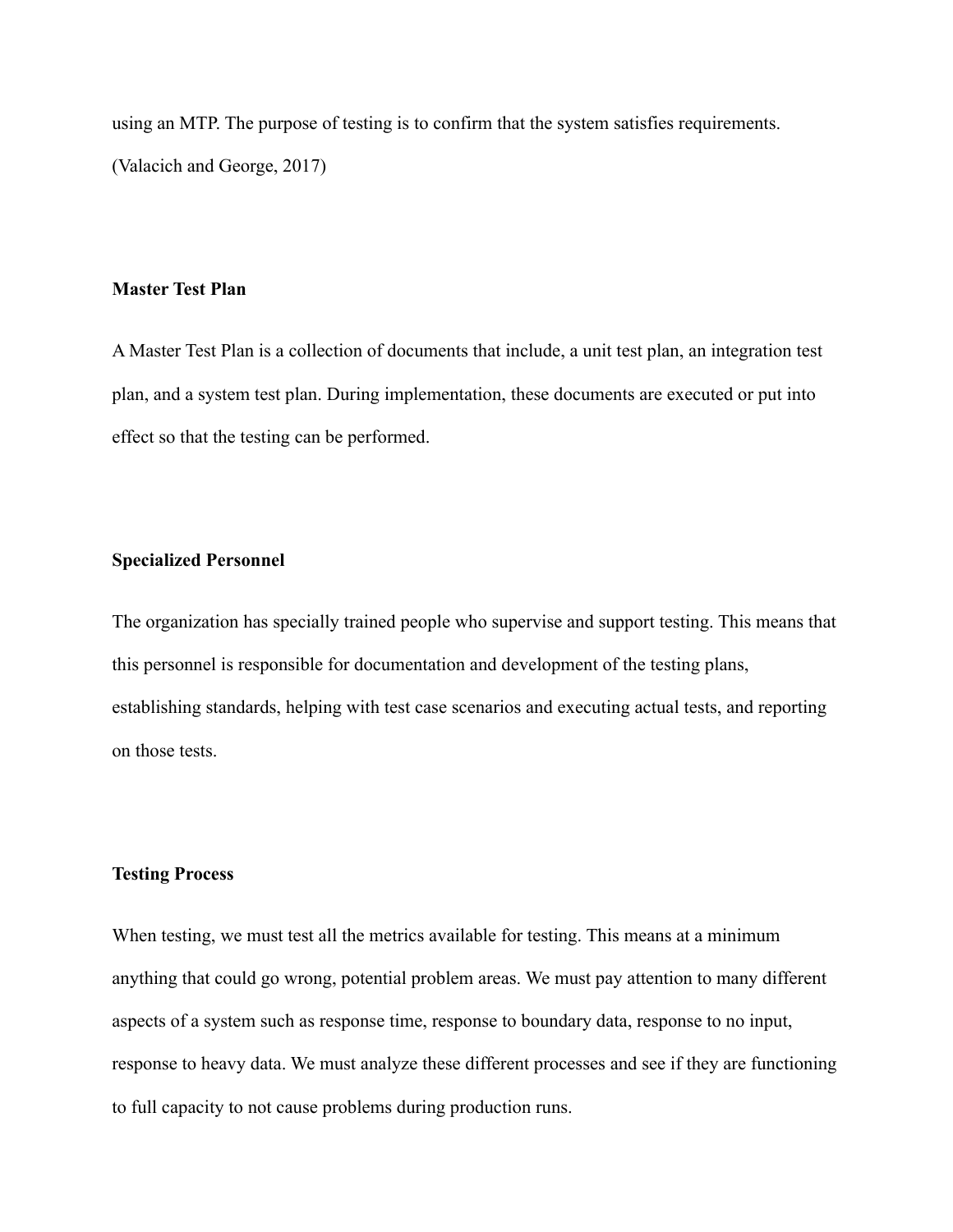using an MTP. The purpose of testing is to confirm that the system satisfies requirements. (Valacich and George, 2017)

**Master Test Plan**

A Master Test Plan is a collection of documents that include, a unit test plan, an integration test plan, and a system test plan. During implementation, these documents are executed or put into effect so that the testing can be performed.

**Specialized Personnel**

The organization has specially trained people who supervise and support testing. This means that this personnel is responsible for documentation and development of the testing plans, establishing standards, helping with test case scenarios and executing actual tests, and reporting on those tests.

**Testing Process**

When testing, we must test all the metrics available for testing. This means at a minimum anything that could go wrong, potential problem areas. We must pay attention to many different aspects of a system such as response time, response to boundary data, response to no input, response to heavy data. We must analyze these different processes and see if they are functioning to full capacity to not cause problems during production runs.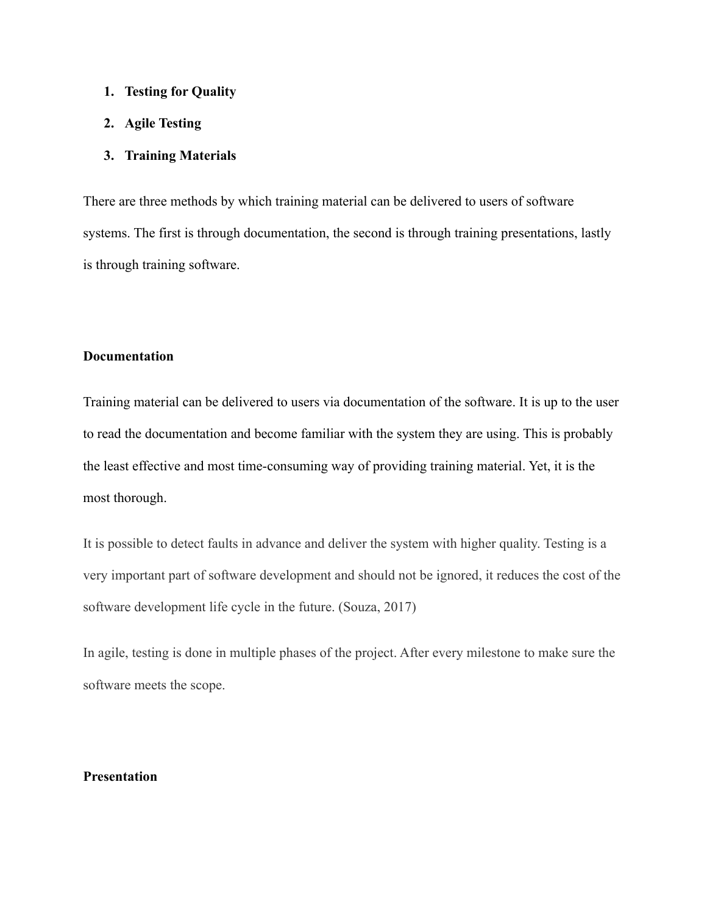1. **Testing for Quality**
2. **Agile Testing**
3. **Training Materials**

There are three methods by which training material can be delivered to users of software systems. The first is through documentation, the second is through training presentations, lastly is through training software.

**Documentation**

Training material can be delivered to users via documentation of the software. It is up to the user to read the documentation and become familiar with the system they are using. This is probably the least effective and most time-consuming way of providing training material. Yet, it is the most thorough.

It is possible to detect faults in advance and deliver the system with higher quality. Testing is a very important part of software development and should not be ignored, it reduces the cost of the software development life cycle in the future. (Souza, 2017)

In agile, testing is done in multiple phases of the project. After every milestone to make sure the software meets the scope.

**Presentation**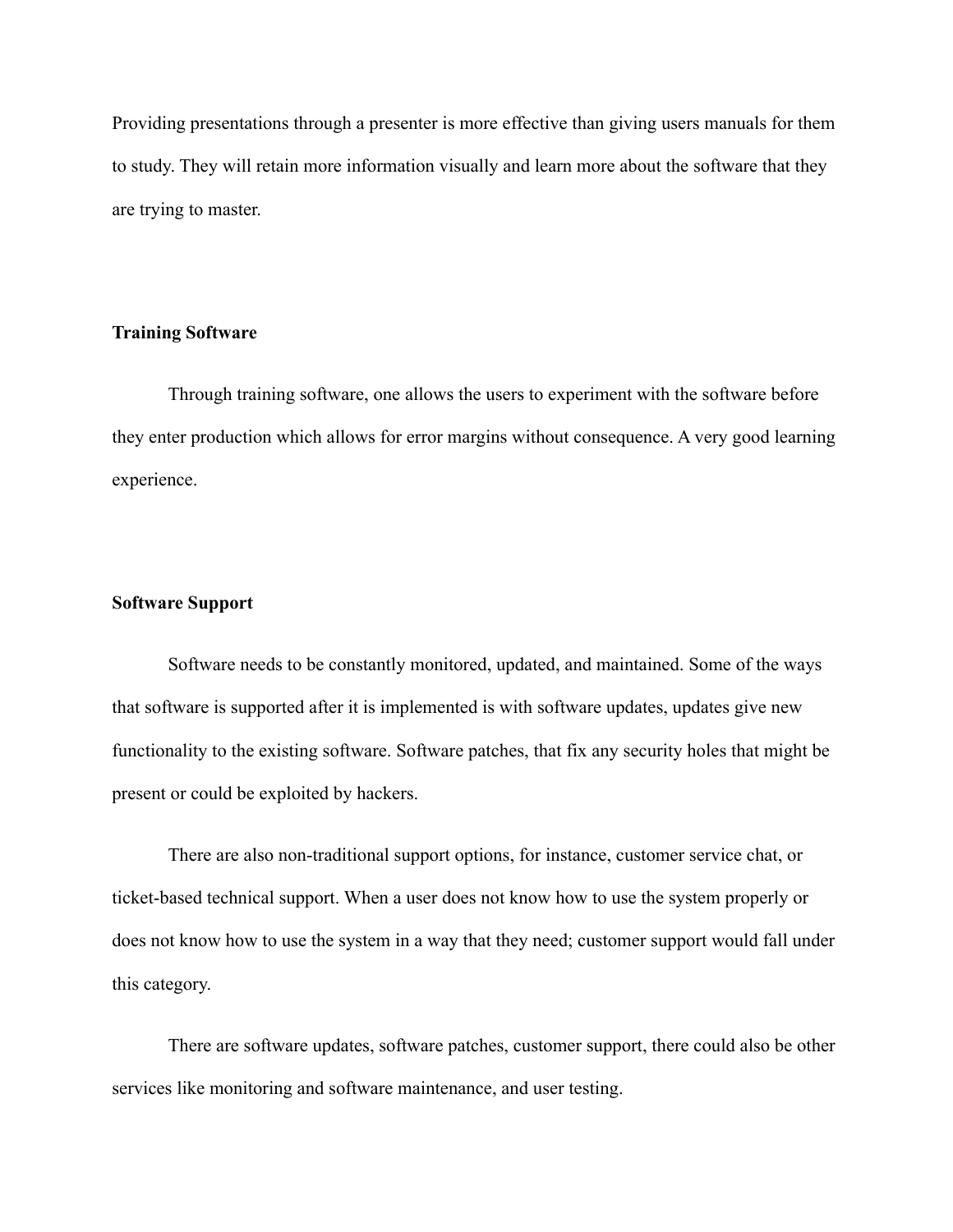Providing presentations through a presenter is more effective than giving users manuals for them to study. They will retain more information visually and learn more about the software that they are trying to master.

**Training Software**

Through training software, one allows the users to experiment with the software before they enter production which allows for error margins without consequence. A very good learning experience.

**Software Support**

Software needs to be constantly monitored, updated, and maintained. Some of the ways that software is supported after it is implemented is with software updates, updates give new functionality to the existing software. Software patches, that fix any security holes that might be present or could be exploited by hackers.

There are also non-traditional support options, for instance, customer service chat, or ticket-based technical support. When a user does not know how to use the system properly or does not know how to use the system in a way that they need; customer support would fall under this category.

There are software updates, software patches, customer support, there could also be other services like monitoring and software maintenance, and user testing.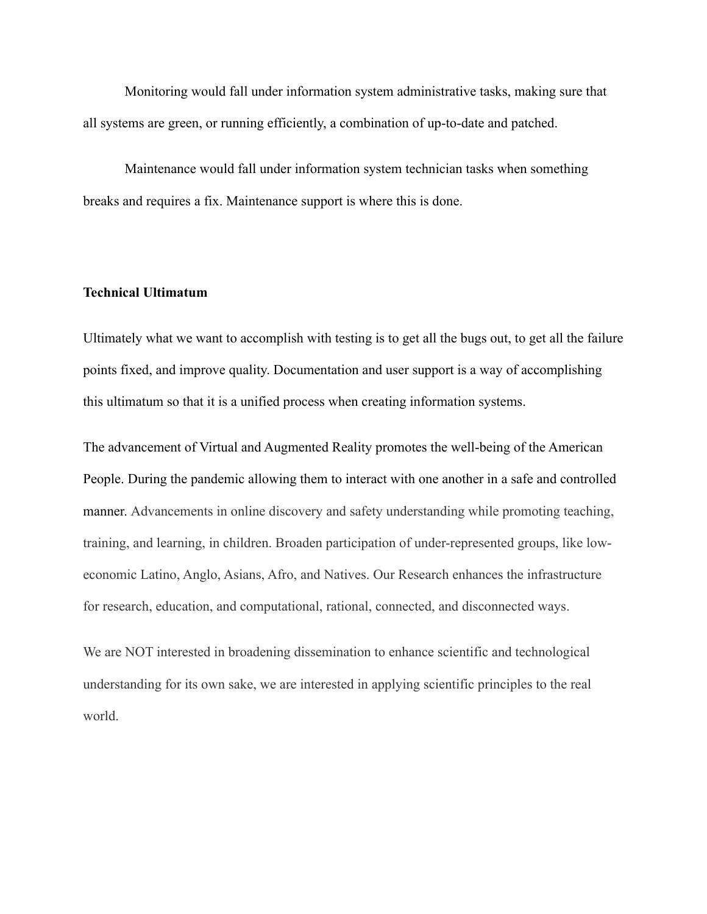Monitoring would fall under information system administrative tasks, making sure that all systems are green, or running efficiently, a combination of up-to-date and patched.

Maintenance would fall under information system technician tasks when something breaks and requires a fix. Maintenance support is where this is done.

**Technical Ultimatum**

Ultimately what we want to accomplish with testing is to get all the bugs out, to get all the failure points fixed, and improve quality. Documentation and user support is a way of accomplishing this ultimatum so that it is a unified process when creating information systems.

The advancement of Virtual and Augmented Reality promotes the well-being of the American People. During the pandemic allowing them to interact with one another in a safe and controlled manner. Advancements in online discovery and safety understanding while promoting teaching, training, and learning, in children. Broaden participation of under-represented groups, like low-economic Latino, Anglo, Asians, Afro, and Natives. Our Research enhances the infrastructure for research, education, and computational, rational, connected, and disconnected ways.

We are NOT interested in broadening dissemination to enhance scientific and technological understanding for its own sake, we are interested in applying scientific principles to the real world.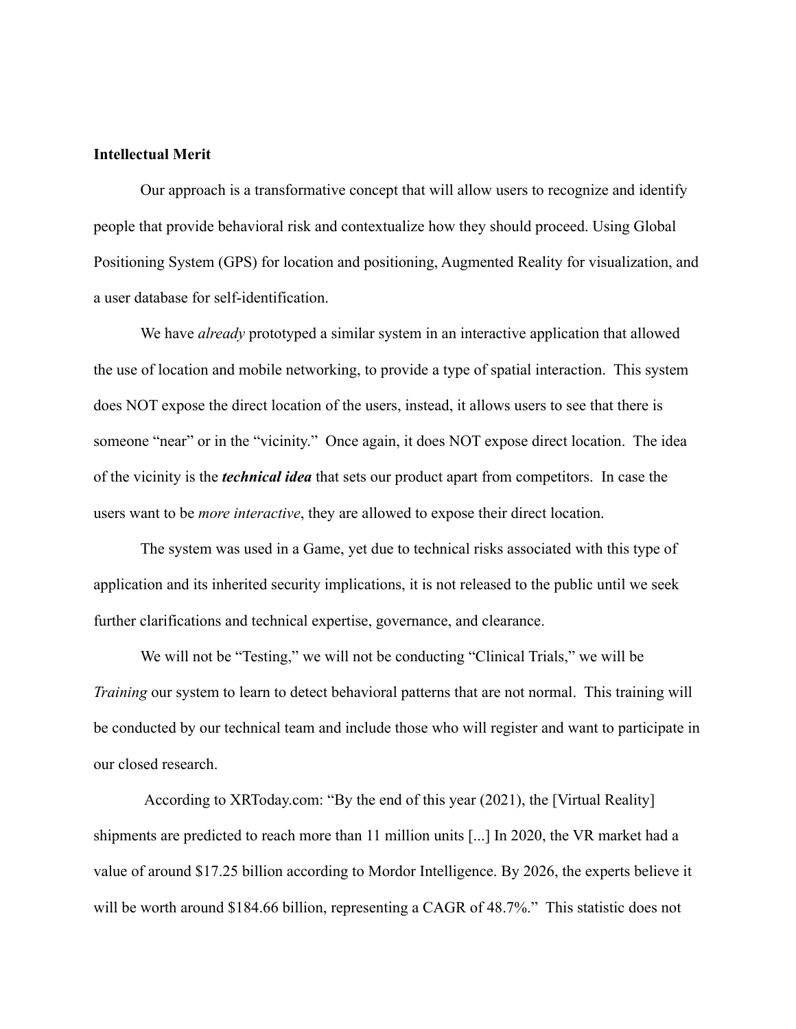**Intellectual Merit**

Our approach is a transformative concept that will allow users to recognize and identify people that provide behavioral risk and contextualize how they should proceed. Using Global Positioning System (GPS) for location and positioning, Augmented Reality for visualization, and a user database for self-identification.

We have *already* prototyped a similar system in an interactive application that allowed the use of location and mobile networking, to provide a type of spatial interaction. This system does NOT expose the direct location of the users, instead, it allows users to see that there is someone "near" or in the "vicinity." Once again, it does NOT expose direct location. The idea of the vicinity is the ***technical idea*** that sets our product apart from competitors. In case the users want to be *more interactive*, they are allowed to expose their direct location.

The system was used in a Game, yet due to technical risks associated with this type of application and its inherited security implications, it is not released to the public until we seek further clarifications and technical expertise, governance, and clearance.

We will not be "Testing," we will not be conducting "Clinical Trials," we will be *Training* our system to learn to detect behavioral patterns that are not normal. This training will be conducted by our technical team and include those who will register and want to participate in our closed research.

According to XRToday.com: "By the end of this year (2021), the [Virtual Reality] shipments are predicted to reach more than 11 million units [...] In 2020, the VR market had a value of around $17.25 billion according to Mordor Intelligence. By 2026, the experts believe it will be worth around $184.66 billion, representing a CAGR of 48.7%." This statistic does not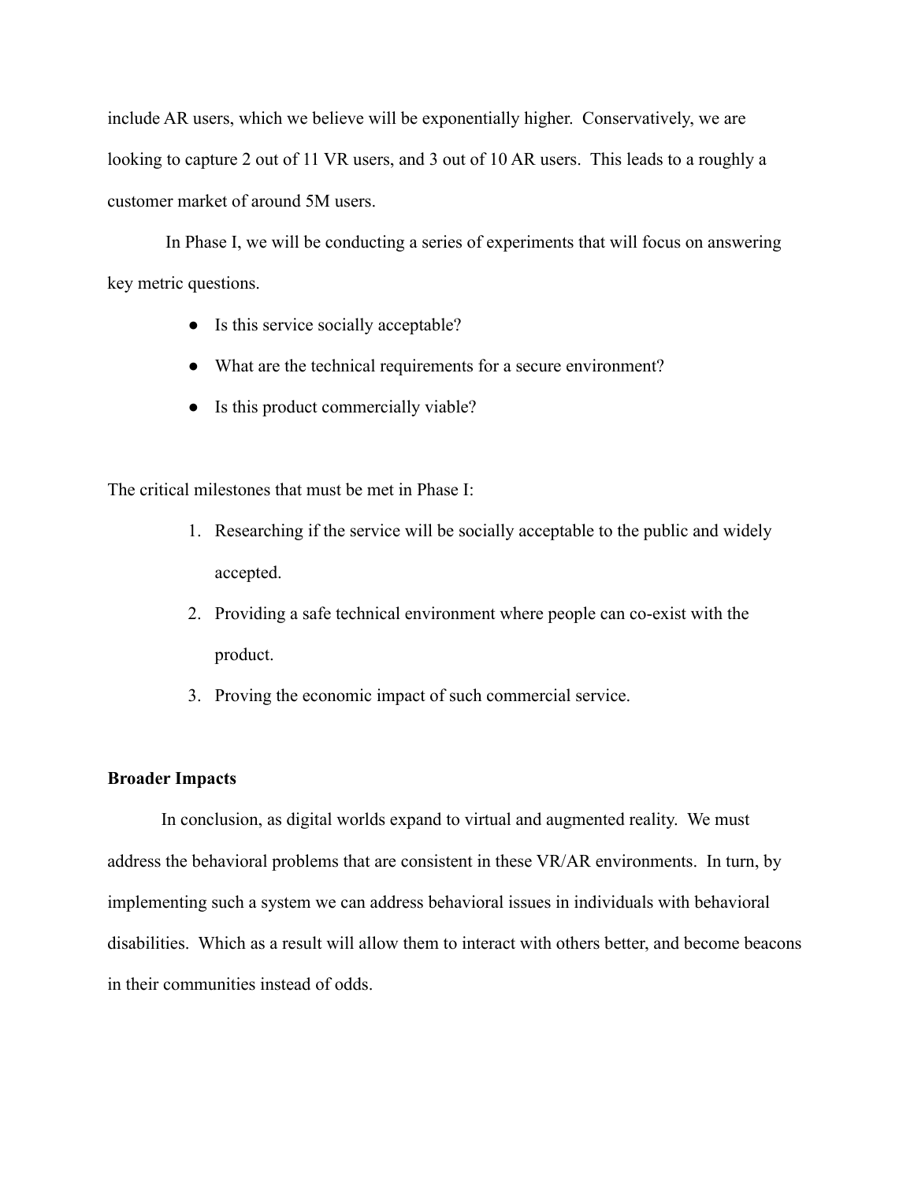include AR users, which we believe will be exponentially higher.  Conservatively, we are looking to capture 2 out of 11 VR users, and 3 out of 10 AR users.  This leads to a roughly a customer market of around 5M users.

In Phase I, we will be conducting a series of experiments that will focus on answering key metric questions.

- Is this service socially acceptable?
- What are the technical requirements for a secure environment?
- Is this product commercially viable?

The critical milestones that must be met in Phase I:

1. Researching if the service will be socially acceptable to the public and widely accepted.
2. Providing a safe technical environment where people can co-exist with the product.
3. Proving the economic impact of such commercial service.

**Broader Impacts**

In conclusion, as digital worlds expand to virtual and augmented reality.  We must address the behavioral problems that are consistent in these VR/AR environments.  In turn, by implementing such a system we can address behavioral issues in individuals with behavioral disabilities.  Which as a result will allow them to interact with others better, and become beacons in their communities instead of odds.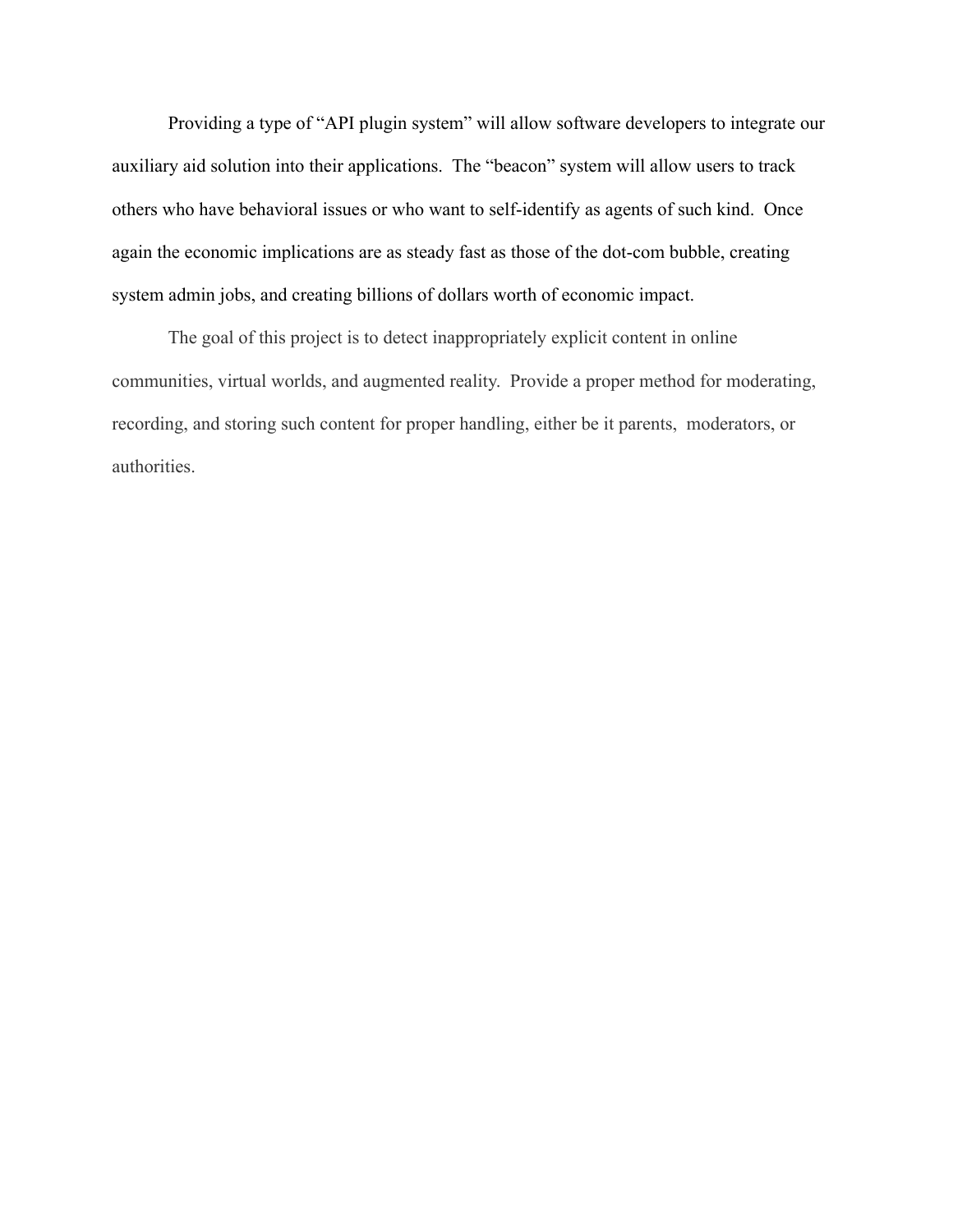Providing a type of "API plugin system" will allow software developers to integrate our auxiliary aid solution into their applications. The "beacon" system will allow users to track others who have behavioral issues or who want to self-identify as agents of such kind. Once again the economic implications are as steady fast as those of the dot-com bubble, creating system admin jobs, and creating billions of dollars worth of economic impact.

The goal of this project is to detect inappropriately explicit content in online communities, virtual worlds, and augmented reality. Provide a proper method for moderating, recording, and storing such content for proper handling, either be it parents, moderators, or authorities.